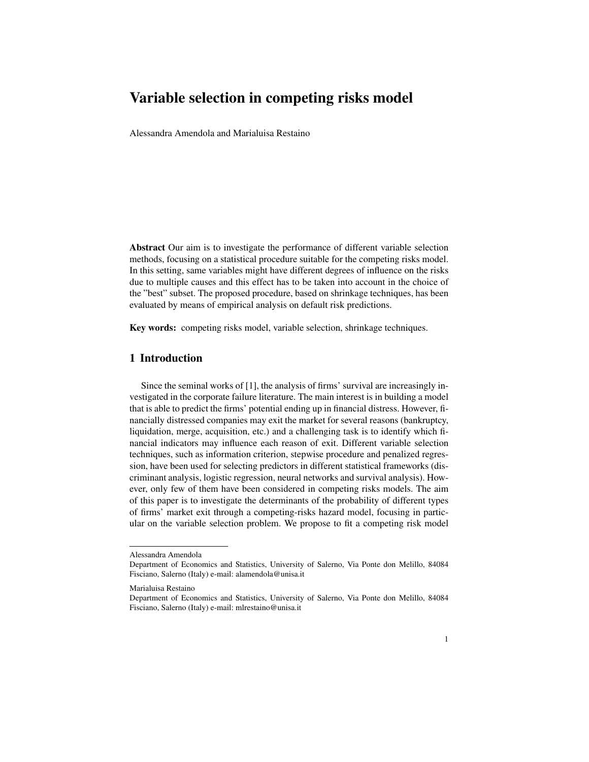# Variable selection in competing risks model

Alessandra Amendola and Marialuisa Restaino

**Abstract** Our aim is to investigate the performance of different variable selection methods, focusing on a statistical procedure suitable for the competing risks model. In this setting, same variables might have different degrees of influence on the risks due to multiple causes and this effect has to be taken into account in the choice of the "best" subset. The proposed procedure, based on shrinkage techniques, has been evaluated by means of empirical analysis on default risk predictions.

**Key words:** competing risks model, variable selection, shrinkage techniques.

## 1 Introduction

Since the seminal works of [1], the analysis of firms' survival are increasingly investigated in the corporate failure literature. The main interest is in building a model that is able to predict the firms' potential ending up in financial distress. However, financially distressed companies may exit the market for several reasons (bankruptcy, liquidation, merge, acquisition, etc.) and a challenging task is to identify which financial indicators may influence each reason of exit. Different variable selection techniques, such as information criterion, stepwise procedure and penalized regression, have been used for selecting predictors in different statistical frameworks (discriminant analysis, logistic regression, neural networks and survival analysis). However, only few of them have been considered in competing risks models. The aim of this paper is to investigate the determinants of the probability of different types of firms' market exit through a competing-risks hazard model, focusing in particular on the variable selection problem. We propose to fit a competing risk model

---

Alessandra Amendola
Department of Economics and Statistics, University of Salerno, Via Ponte don Melillo, 84084 Fisciano, Salerno (Italy) e-mail: alamendola@unisa.it

Marialuisa Restaino
Department of Economics and Statistics, University of Salerno, Via Ponte don Melillo, 84084 Fisciano, Salerno (Italy) e-mail: mlrestaino@unisa.it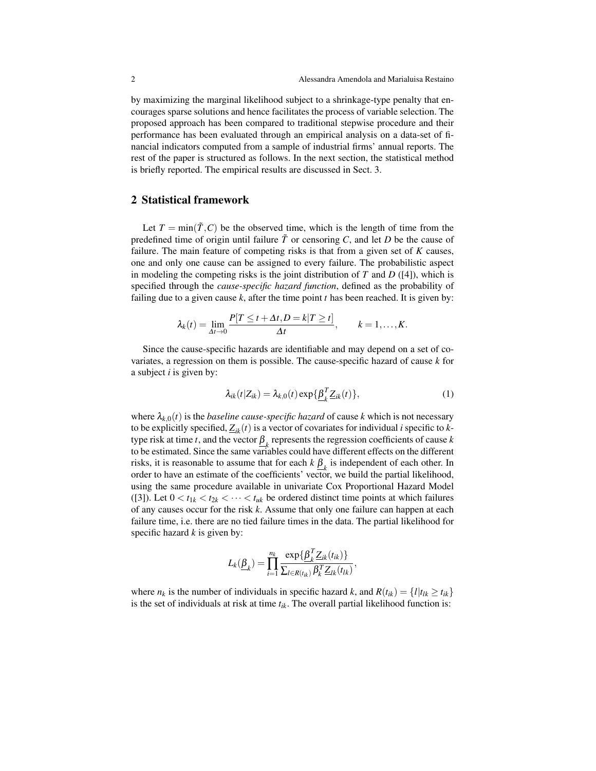by maximizing the marginal likelihood subject to a shrinkage-type penalty that encourages sparse solutions and hence facilitates the process of variable selection. The proposed approach has been compared to traditional stepwise procedure and their performance has been evaluated through an empirical analysis on a data-set of financial indicators computed from a sample of industrial firms' annual reports. The rest of the paper is structured as follows. In the next section, the statistical method is briefly reported. The empirical results are discussed in Sect. 3.

## 2 Statistical framework

Let $T = \min(\tilde{T}, C)$ be the observed time, which is the length of time from the predefined time of origin until failure $\tilde{T}$ or censoring $C$, and let $D$ be the cause of failure. The main feature of competing risks is that from a given set of $K$ causes, one and only one cause can be assigned to every failure. The probabilistic aspect in modeling the competing risks is the joint distribution of $T$ and $D$ ([4]), which is specified through the *cause-specific hazard function*, defined as the probability of failing due to a given cause $k$, after the time point $t$ has been reached. It is given by:

$$\lambda_k(t) = \lim_{\Delta t \to 0} \frac{P[T \leq t + \Delta t, D = k | T \geq t]}{\Delta t}, \qquad k = 1, \dots, K.$$

Since the cause-specific hazards are identifiable and may depend on a set of covariates, a regression on them is possible. The cause-specific hazard of cause $k$ for a subject $i$ is given by:

$$\lambda_{ik}(t|Z_{ik}) = \lambda_{k,0}(t) \exp\{\underline{\beta}_k^T \underline{Z}_{ik}(t)\}, \tag{1}$$

where $\lambda_{k,0}(t)$ is the *baseline cause-specific hazard* of cause $k$ which is not necessary to be explicitly specified, $\underline{Z}_{ik}(t)$ is a vector of covariates for individual $i$ specific to $k$-type risk at time $t$, and the vector $\underline{\beta}_k$ represents the regression coefficients of cause $k$ to be estimated. Since the same variables could have different effects on the different risks, it is reasonable to assume that for each $k$ $\underline{\beta}_k$ is independent of each other. In order to have an estimate of the coefficients' vector, we build the partial likelihood, using the same procedure available in univariate Cox Proportional Hazard Model ([3]). Let $0 < t_{1k} < t_{2k} < \cdots < t_{uk}$ be ordered distinct time points at which failures of any causes occur for the risk $k$. Assume that only one failure can happen at each failure time, i.e. there are no tied failure times in the data. The partial likelihood for specific hazard $k$ is given by:

$$L_k(\underline{\beta}_k) = \prod_{i=1}^{n_k} \frac{\exp\{\underline{\beta}_k^T \underline{Z}_{ik}(t_{ik})\}}{\sum_{l \in R(t_{ik})} \beta_k^T \underline{Z}_{lk}(t_{lk})},$$

where $n_k$ is the number of individuals in specific hazard $k$, and $R(t_{ik}) = \{l | t_{lk} \geq t_{ik}\}$ is the set of individuals at risk at time $t_{ik}$. The overall partial likelihood function is: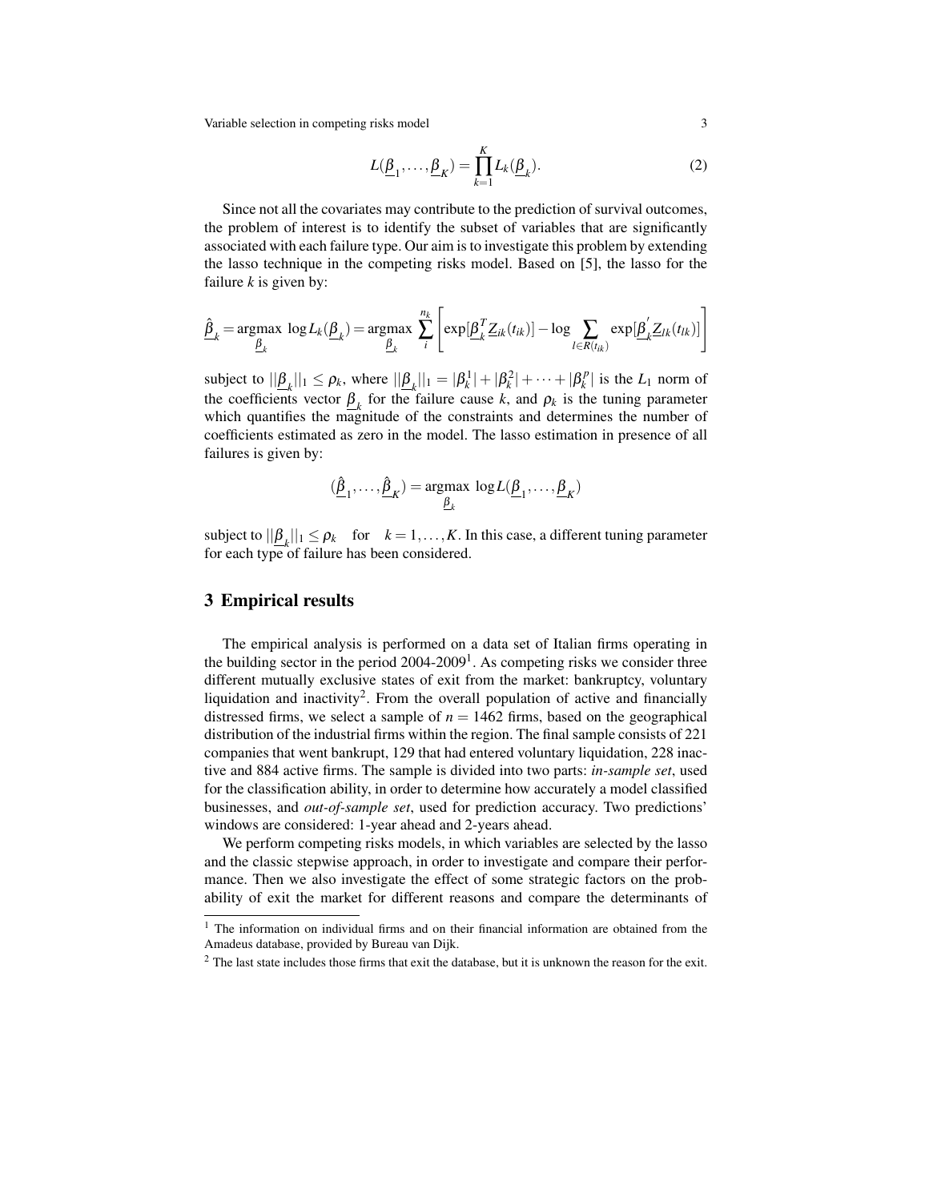$$L(\underline{\beta}_1, \ldots, \underline{\beta}_K) = \prod_{k=1}^{K} L_k(\underline{\beta}_k). \tag{2}$$

Since not all the covariates may contribute to the prediction of survival outcomes, the problem of interest is to identify the subset of variables that are significantly associated with each failure type. Our aim is to investigate this problem by extending the lasso technique in the competing risks model. Based on [5], the lasso for the failure $k$ is given by:

$$\underline{\hat{\beta}}_k = \underset{\underline{\beta}_k}{\text{argmax}} \, \log L_k(\underline{\beta}_k) = \underset{\underline{\beta}_k}{\text{argmax}} \sum_{i}^{n_k} \left[ \exp[\underline{\beta}_k^T \underline{Z}_{ik}(t_{ik})] - \log \sum_{l \in R(t_{ik})} \exp[\underline{\beta}_k^{'} \underline{Z}_{lk}(t_{lk})] \right]$$

subject to $||\underline{\beta}_k||_1 \leq \rho_k$, where $||\underline{\beta}_k||_1 = |\beta_k^1| + |\beta_k^2| + \cdots + |\beta_k^p|$ is the $L_1$ norm of the coefficients vector $\underline{\beta}_k$ for the failure cause $k$, and $\rho_k$ is the tuning parameter which quantifies the magnitude of the constraints and determines the number of coefficients estimated as zero in the model. The lasso estimation in presence of all failures is given by:

$$(\underline{\hat{\beta}}_1, \ldots, \underline{\hat{\beta}}_K) = \underset{\underline{\beta}_k}{\text{argmax}} \, \log L(\underline{\beta}_1, \ldots, \underline{\beta}_K)$$

subject to $||\underline{\beta}_k||_1 \leq \rho_k \quad \text{for} \quad k = 1, \ldots, K$. In this case, a different tuning parameter for each type of failure has been considered.

## 3 Empirical results

The empirical analysis is performed on a data set of Italian firms operating in the building sector in the period 2004-2009[1]. As competing risks we consider three different mutually exclusive states of exit from the market: bankruptcy, voluntary liquidation and inactivity[2]. From the overall population of active and financially distressed firms, we select a sample of $n = 1462$ firms, based on the geographical distribution of the industrial firms within the region. The final sample consists of 221 companies that went bankrupt, 129 that had entered voluntary liquidation, 228 inactive and 884 active firms. The sample is divided into two parts: *in-sample set*, used for the classification ability, in order to determine how accurately a model classified businesses, and *out-of-sample set*, used for prediction accuracy. Two predictions' windows are considered: 1-year ahead and 2-years ahead.

We perform competing risks models, in which variables are selected by the lasso and the classic stepwise approach, in order to investigate and compare their performance. Then we also investigate the effect of some strategic factors on the probability of exit the market for different reasons and compare the determinants of

[1] The information on individual firms and on their financial information are obtained from the Amadeus database, provided by Bureau van Dijk.

[2] The last state includes those firms that exit the database, but it is unknown the reason for the exit.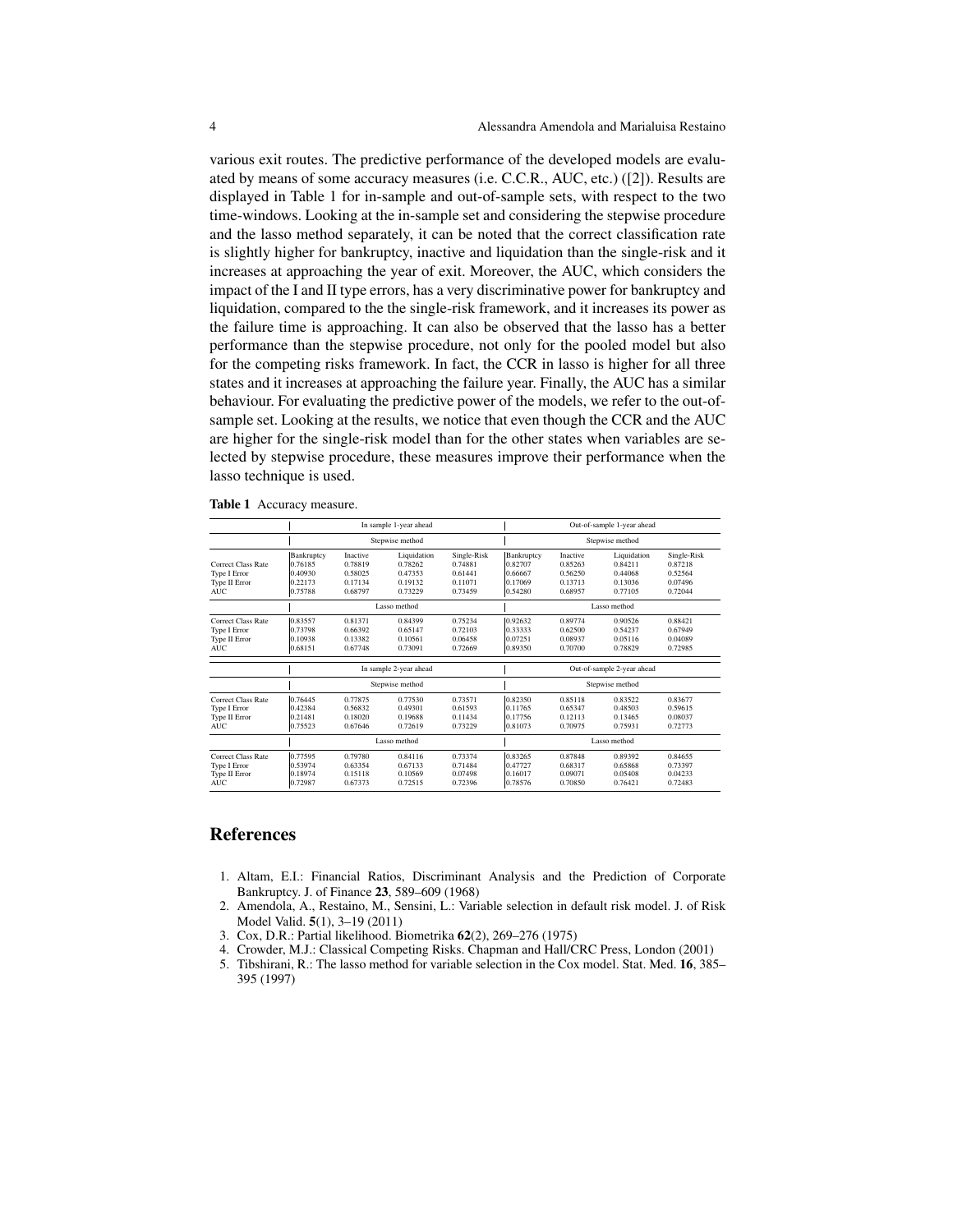various exit routes. The predictive performance of the developed models are evaluated by means of some accuracy measures (i.e. C.C.R., AUC, etc.) ([2]). Results are displayed in Table 1 for in-sample and out-of-sample sets, with respect to the two time-windows. Looking at the in-sample set and considering the stepwise procedure and the lasso method separately, it can be noted that the correct classification rate is slightly higher for bankruptcy, inactive and liquidation than the single-risk and it increases at approaching the year of exit. Moreover, the AUC, which considers the impact of the I and II type errors, has a very discriminative power for bankruptcy and liquidation, compared to the the single-risk framework, and it increases its power as the failure time is approaching. It can also be observed that the lasso has a better performance than the stepwise procedure, not only for the pooled model but also for the competing risks framework. In fact, the CCR in lasso is higher for all three states and it increases at approaching the failure year. Finally, the AUC has a similar behaviour. For evaluating the predictive power of the models, we refer to the out-of-sample set. Looking at the results, we notice that even though the CCR and the AUC are higher for the single-risk model than for the other states when variables are selected by stepwise procedure, these measures improve their performance when the lasso technique is used.

**Table 1** Accuracy measure.

| | In sample 1-year ahead | | | | Out-of-sample 1-year ahead | | | |
|---|---|---|---|---|---|---|---|---|
| | Stepwise method | | | | Stepwise method | | | |
| | Bankruptcy | Inactive | Liquidation | Single-Risk | Bankruptcy | Inactive | Liquidation | Single-Risk |
| Correct Class Rate | 0.76185 | 0.78819 | 0.78262 | 0.74881 | 0.82707 | 0.85263 | 0.84211 | 0.87218 |
| Type I Error | 0.40930 | 0.58025 | 0.47353 | 0.61441 | 0.66667 | 0.56250 | 0.44068 | 0.52564 |
| Type II Error | 0.22173 | 0.17134 | 0.19132 | 0.11071 | 0.17069 | 0.13713 | 0.13036 | 0.07496 |
| AUC | 0.75788 | 0.68797 | 0.73229 | 0.73459 | 0.54280 | 0.68957 | 0.77105 | 0.72044 |
| | Lasso method | | | | Lasso method | | | |
| Correct Class Rate | 0.83557 | 0.81371 | 0.84399 | 0.75234 | 0.92632 | 0.89774 | 0.90526 | 0.88421 |
| Type I Error | 0.73798 | 0.66392 | 0.65147 | 0.72103 | 0.33333 | 0.62500 | 0.54237 | 0.67949 |
| Type II Error | 0.10938 | 0.13382 | 0.10561 | 0.06458 | 0.07251 | 0.08937 | 0.05116 | 0.04089 |
| AUC | 0.68151 | 0.67748 | 0.73091 | 0.72669 | 0.89350 | 0.70700 | 0.78829 | 0.72985 |
| | In sample 2-year ahead | | | | Out-of-sample 2-year ahead | | | |
| | Stepwise method | | | | Stepwise method | | | |
| Correct Class Rate | 0.76445 | 0.77875 | 0.77530 | 0.73571 | 0.82350 | 0.85118 | 0.83522 | 0.83677 |
| Type I Error | 0.42384 | 0.56832 | 0.49301 | 0.61593 | 0.11765 | 0.65347 | 0.48503 | 0.59615 |
| Type II Error | 0.21481 | 0.18020 | 0.19688 | 0.11434 | 0.17756 | 0.12113 | 0.13465 | 0.08037 |
| AUC | 0.75523 | 0.67646 | 0.72619 | 0.73229 | 0.81073 | 0.70975 | 0.75931 | 0.72773 |
| | Lasso method | | | | Lasso method | | | |
| Correct Class Rate | 0.77595 | 0.79780 | 0.84116 | 0.73374 | 0.83265 | 0.87848 | 0.89392 | 0.84655 |
| Type I Error | 0.53974 | 0.63354 | 0.67133 | 0.71484 | 0.47727 | 0.68317 | 0.65868 | 0.73397 |
| Type II Error | 0.18974 | 0.15118 | 0.10569 | 0.07498 | 0.16017 | 0.09071 | 0.05408 | 0.04233 |
| AUC | 0.72987 | 0.67373 | 0.72515 | 0.72396 | 0.78576 | 0.70850 | 0.76421 | 0.72483 |

## References

1. Altam, E.I.: Financial Ratios, Discriminant Analysis and the Prediction of Corporate Bankruptcy. J. of Finance **23**, 589–609 (1968)
2. Amendola, A., Restaino, M., Sensini, L.: Variable selection in default risk model. J. of Risk Model Valid. **5**(1), 3–19 (2011)
3. Cox, D.R.: Partial likelihood. Biometrika **62**(2), 269–276 (1975)
4. Crowder, M.J.: Classical Competing Risks. Chapman and Hall/CRC Press, London (2001)
5. Tibshirani, R.: The lasso method for variable selection in the Cox model. Stat. Med. **16**, 385–395 (1997)